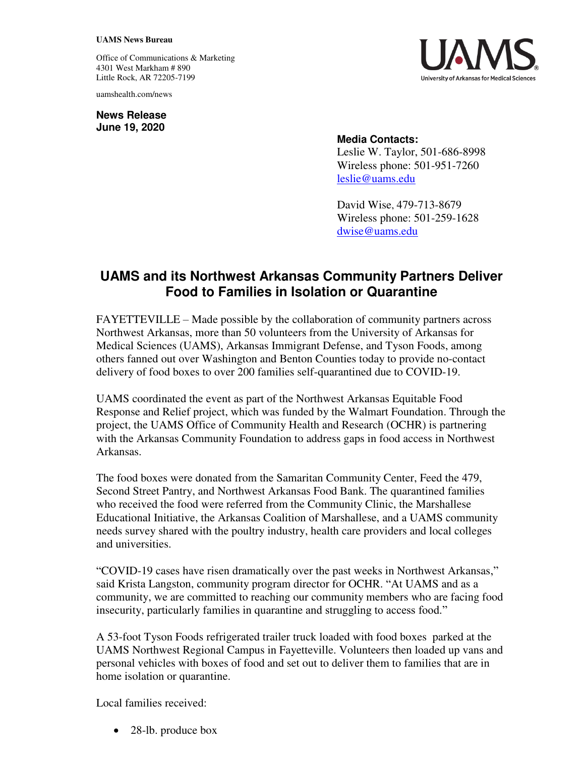**UAMS News Bureau**

Office of Communications & Marketing
4301 West Markham # 890
Little Rock, AR 72205-7199

uamshealth.com/news

**News Release**
**June 19, 2020**

**Media Contacts:**
Leslie W. Taylor, 501-686-8998
Wireless phone: 501-951-7260
leslie@uams.edu

David Wise, 479-713-8679
Wireless phone: 501-259-1628
dwise@uams.edu

# UAMS and its Northwest Arkansas Community Partners Deliver Food to Families in Isolation or Quarantine

FAYETTEVILLE – Made possible by the collaboration of community partners across Northwest Arkansas, more than 50 volunteers from the University of Arkansas for Medical Sciences (UAMS), Arkansas Immigrant Defense, and Tyson Foods, among others fanned out over Washington and Benton Counties today to provide no-contact delivery of food boxes to over 200 families self-quarantined due to COVID-19.

UAMS coordinated the event as part of the Northwest Arkansas Equitable Food Response and Relief project, which was funded by the Walmart Foundation. Through the project, the UAMS Office of Community Health and Research (OCHR) is partnering with the Arkansas Community Foundation to address gaps in food access in Northwest Arkansas.

The food boxes were donated from the Samaritan Community Center, Feed the 479, Second Street Pantry, and Northwest Arkansas Food Bank. The quarantined families who received the food were referred from the Community Clinic, the Marshallese Educational Initiative, the Arkansas Coalition of Marshallese, and a UAMS community needs survey shared with the poultry industry, health care providers and local colleges and universities.

"COVID-19 cases have risen dramatically over the past weeks in Northwest Arkansas," said Krista Langston, community program director for OCHR. "At UAMS and as a community, we are committed to reaching our community members who are facing food insecurity, particularly families in quarantine and struggling to access food."

A 53-foot Tyson Foods refrigerated trailer truck loaded with food boxes parked at the UAMS Northwest Regional Campus in Fayetteville. Volunteers then loaded up vans and personal vehicles with boxes of food and set out to deliver them to families that are in home isolation or quarantine.

Local families received:

- 28-lb. produce box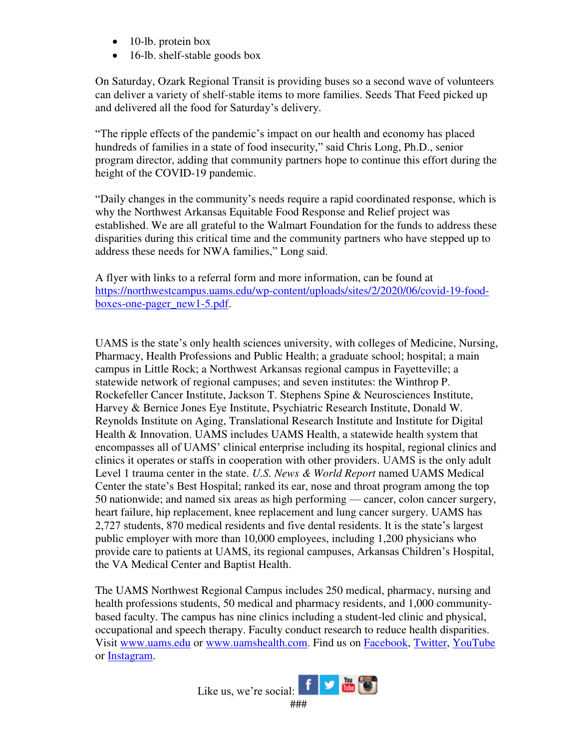- 10-lb. protein box
- 16-lb. shelf-stable goods box

On Saturday, Ozark Regional Transit is providing buses so a second wave of volunteers can deliver a variety of shelf-stable items to more families. Seeds That Feed picked up and delivered all the food for Saturday's delivery.

"The ripple effects of the pandemic's impact on our health and economy has placed hundreds of families in a state of food insecurity," said Chris Long, Ph.D., senior program director, adding that community partners hope to continue this effort during the height of the COVID-19 pandemic.

"Daily changes in the community's needs require a rapid coordinated response, which is why the Northwest Arkansas Equitable Food Response and Relief project was established. We are all grateful to the Walmart Foundation for the funds to address these disparities during this critical time and the community partners who have stepped up to address these needs for NWA families," Long said.

A flyer with links to a referral form and more information, can be found at [https://northwestcampus.uams.edu/wp-content/uploads/sites/2/2020/06/covid-19-food-boxes-one-pager_new1-5.pdf](https://northwestcampus.uams.edu/wp-content/uploads/sites/2/2020/06/covid-19-food-boxes-one-pager_new1-5.pdf).

UAMS is the state's only health sciences university, with colleges of Medicine, Nursing, Pharmacy, Health Professions and Public Health; a graduate school; hospital; a main campus in Little Rock; a Northwest Arkansas regional campus in Fayetteville; a statewide network of regional campuses; and seven institutes: the Winthrop P. Rockefeller Cancer Institute, Jackson T. Stephens Spine & Neurosciences Institute, Harvey & Bernice Jones Eye Institute, Psychiatric Research Institute, Donald W. Reynolds Institute on Aging, Translational Research Institute and Institute for Digital Health & Innovation. UAMS includes UAMS Health, a statewide health system that encompasses all of UAMS' clinical enterprise including its hospital, regional clinics and clinics it operates or staffs in cooperation with other providers. UAMS is the only adult Level 1 trauma center in the state. *U.S. News & World Report* named UAMS Medical Center the state's Best Hospital; ranked its ear, nose and throat program among the top 50 nationwide; and named six areas as high performing — cancer, colon cancer surgery, heart failure, hip replacement, knee replacement and lung cancer surgery. UAMS has 2,727 students, 870 medical residents and five dental residents. It is the state's largest public employer with more than 10,000 employees, including 1,200 physicians who provide care to patients at UAMS, its regional campuses, Arkansas Children's Hospital, the VA Medical Center and Baptist Health.

The UAMS Northwest Regional Campus includes 250 medical, pharmacy, nursing and health professions students, 50 medical and pharmacy residents, and 1,000 community-based faculty. The campus has nine clinics including a student-led clinic and physical, occupational and speech therapy. Faculty conduct research to reduce health disparities. Visit [www.uams.edu](http://www.uams.edu) or [www.uamshealth.com](http://www.uamshealth.com). Find us on Facebook, Twitter, YouTube or Instagram.

Like us, we're social:

###